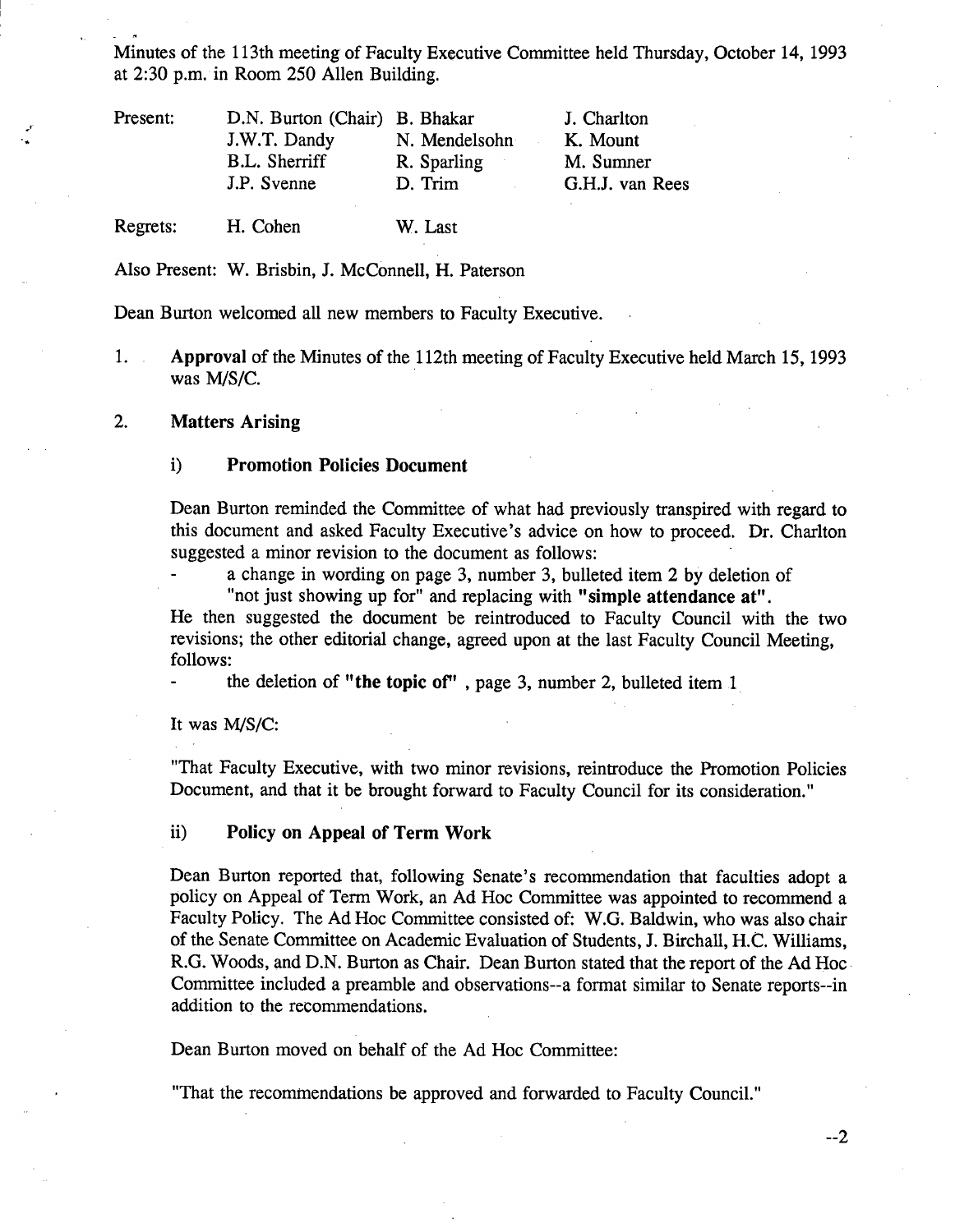Minutes of the 113th meeting of Faculty Executive Committee held Thursday, October 14, 1993 at 2:30 p.m. in Room 250 Allen Building.

| Present: | D.N. Burton (Chair) | B. Bhakar | J. Charlton |
|---|---|---|---|
| | J.W.T. Dandy | N. Mendelsohn | K. Mount |
| | B.L. Sherriff | R. Sparling | M. Sumner |
| | J.P. Svenne | D. Trim | G.H.J. van Rees |

Regrets: H. Cohen W. Last

Also Present: W. Brisbin, J. McConnell, H. Paterson

Dean Burton welcomed all new members to Faculty Executive.

1. **Approval** of the Minutes of the 112th meeting of Faculty Executive held March 15, 1993 was M/S/C.

2. **Matters Arising**

   i) **Promotion Policies Document**

   Dean Burton reminded the Committee of what had previously transpired with regard to this document and asked Faculty Executive's advice on how to proceed. Dr. Charlton suggested a minor revision to the document as follows:

   - a change in wording on page 3, number 3, bulleted item 2 by deletion of "not just showing up for" and replacing with **"simple attendance at"**.

   He then suggested the document be reintroduced to Faculty Council with the two revisions; the other editorial change, agreed upon at the last Faculty Council Meeting, follows:

   - the deletion of **"the topic of"** , page 3, number 2, bulleted item 1

   It was M/S/C:

   "That Faculty Executive, with two minor revisions, reintroduce the Promotion Policies Document, and that it be brought forward to Faculty Council for its consideration."

   ii) **Policy on Appeal of Term Work**

   Dean Burton reported that, following Senate's recommendation that faculties adopt a policy on Appeal of Term Work, an Ad Hoc Committee was appointed to recommend a Faculty Policy. The Ad Hoc Committee consisted of: W.G. Baldwin, who was also chair of the Senate Committee on Academic Evaluation of Students, J. Birchall, H.C. Williams, R.G. Woods, and D.N. Burton as Chair. Dean Burton stated that the report of the Ad Hoc Committee included a preamble and observations--a format similar to Senate reports--in addition to the recommendations.

   Dean Burton moved on behalf of the Ad Hoc Committee:

   "That the recommendations be approved and forwarded to Faculty Council."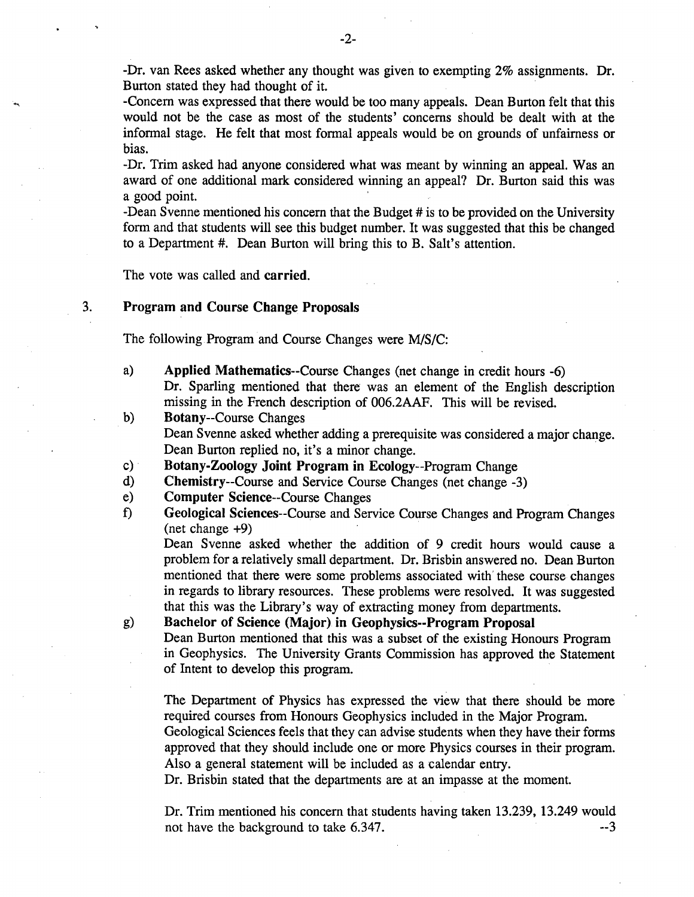-Dr. van Rees asked whether any thought was given to exempting 2% assignments. Dr. Burton stated they had thought of it.

-Concern was expressed that there would be too many appeals. Dean Burton felt that this would not be the case as most of the students' concerns should be dealt with at the informal stage. He felt that most formal appeals would be on grounds of unfairness or bias.

-Dr. Trim asked had anyone considered what was meant by winning an appeal. Was an award of one additional mark considered winning an appeal? Dr. Burton said this was a good point.

-Dean Svenne mentioned his concern that the Budget # is to be provided on the University form and that students will see this budget number. It was suggested that this be changed to a Department #. Dean Burton will bring this to B. Salt's attention.

The vote was called and **carried**.

3. **Program and Course Change Proposals**

The following Program and Course Changes were M/S/C:

a) **Applied Mathematics**--Course Changes (net change in credit hours -6)
Dr. Sparling mentioned that there was an element of the English description missing in the French description of 006.2AAF. This will be revised.

b) **Botany**--Course Changes
Dean Svenne asked whether adding a prerequisite was considered a major change. Dean Burton replied no, it's a minor change.

c) **Botany-Zoology Joint Program in Ecology**--Program Change

d) **Chemistry**--Course and Service Course Changes (net change -3)

e) **Computer Science**--Course Changes

f) **Geological Sciences**--Course and Service Course Changes and Program Changes (net change +9)
Dean Svenne asked whether the addition of 9 credit hours would cause a problem for a relatively small department. Dr. Brisbin answered no. Dean Burton mentioned that there were some problems associated with these course changes in regards to library resources. These problems were resolved. It was suggested that this was the Library's way of extracting money from departments.

g) **Bachelor of Science (Major) in Geophysics--Program Proposal**
Dean Burton mentioned that this was a subset of the existing Honours Program in Geophysics. The University Grants Commission has approved the Statement of Intent to develop this program.

The Department of Physics has expressed the view that there should be more required courses from Honours Geophysics included in the Major Program. Geological Sciences feels that they can advise students when they have their forms approved that they should include one or more Physics courses in their program. Also a general statement will be included as a calendar entry.
Dr. Brisbin stated that the departments are at an impasse at the moment.

Dr. Trim mentioned his concern that students having taken 13.239, 13.249 would not have the background to take 6.347.

--3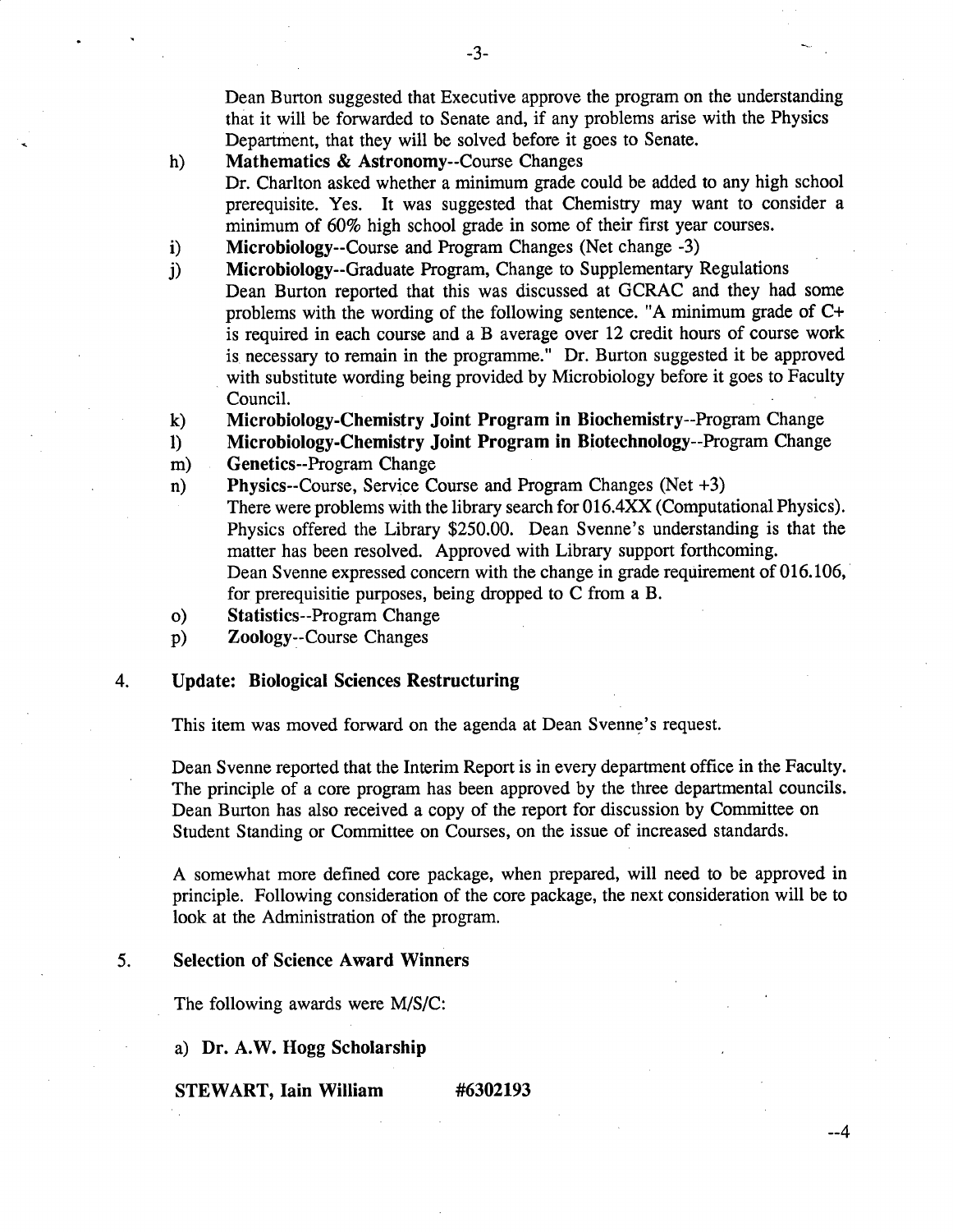Dean Burton suggested that Executive approve the program on the understanding that it will be forwarded to Senate and, if any problems arise with the Physics Department, that they will be solved before it goes to Senate.

h) **Mathematics & Astronomy**--Course Changes
Dr. Charlton asked whether a minimum grade could be added to any high school prerequisite. Yes. It was suggested that Chemistry may want to consider a minimum of 60% high school grade in some of their first year courses.

i) **Microbiology**--Course and Program Changes (Net change -3)

j) **Microbiology**--Graduate Program, Change to Supplementary Regulations
Dean Burton reported that this was discussed at GCRAC and they had some problems with the wording of the following sentence. "A minimum grade of C+ is required in each course and a B average over 12 credit hours of course work is necessary to remain in the programme." Dr. Burton suggested it be approved with substitute wording being provided by Microbiology before it goes to Faculty Council.

k) **Microbiology-Chemistry Joint Program in Biochemistry**--Program Change

l) **Microbiology-Chemistry Joint Program in Biotechnology**--Program Change

m) **Genetics**--Program Change

n) **Physics**--Course, Service Course and Program Changes (Net +3)
There were problems with the library search for 016.4XX (Computational Physics). Physics offered the Library $250.00. Dean Svenne's understanding is that the matter has been resolved. Approved with Library support forthcoming.
Dean Svenne expressed concern with the change in grade requirement of 016.106, for prerequisitie purposes, being dropped to C from a B.

o) **Statistics**--Program Change

p) **Zoology**--Course Changes

## 4. Update: Biological Sciences Restructuring

This item was moved forward on the agenda at Dean Svenne's request.

Dean Svenne reported that the Interim Report is in every department office in the Faculty. The principle of a core program has been approved by the three departmental councils. Dean Burton has also received a copy of the report for discussion by Committee on Student Standing or Committee on Courses, on the issue of increased standards.

A somewhat more defined core package, when prepared, will need to be approved in principle. Following consideration of the core package, the next consideration will be to look at the Administration of the program.

## 5. Selection of Science Award Winners

The following awards were M/S/C:

a) **Dr. A.W. Hogg Scholarship**

**STEWART, Iain William** **#6302193**

--4